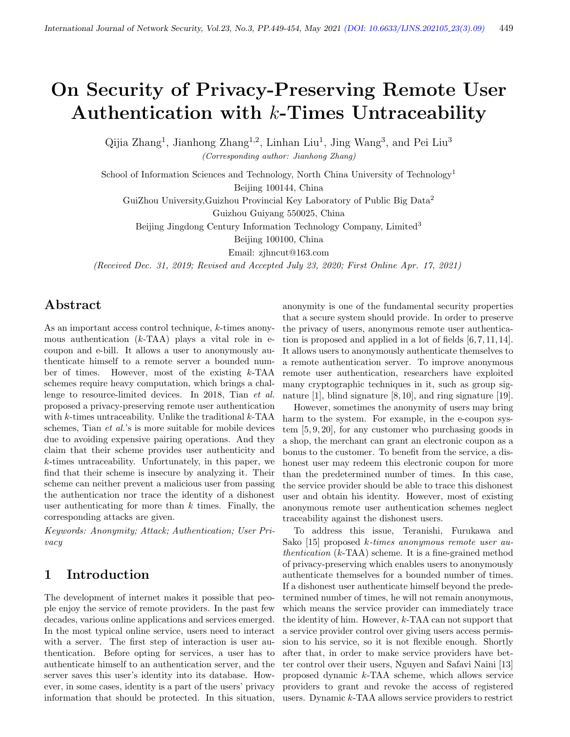# On Security of Privacy-Preserving Remote User Authentication with $k$-Times Untraceability

Qijia Zhang[1], Jianhong Zhang[1,2], Linhan Liu[1], Jing Wang[3], and Pei Liu[3]

*(Corresponding author: Jianhong Zhang)*

School of Information Sciences and Technology, North China University of Technology[1]

Beijing 100144, China

GuiZhou University,Guizhou Provincial Key Laboratory of Public Big Data[2]

Guizhou Guiyang 550025, China

Beijing Jingdong Century Information Technology Company, Limited[3]

Beijing 100100, China

Email: zjhncut@163.com

*(Received Dec. 31, 2019; Revised and Accepted July 23, 2020; First Online Apr. 17, 2021)*

## Abstract

As an important access control technique, $k$-times anonymous authentication ($k$-TAA) plays a vital role in e-coupon and e-bill. It allows a user to anonymously authenticate himself to a remote server a bounded number of times. However, most of the existing $k$-TAA schemes require heavy computation, which brings a challenge to resource-limited devices. In 2018, Tian *et al.* proposed a privacy-preserving remote user authentication with $k$-times untraceability. Unlike the traditional $k$-TAA schemes, Tian *et al.*'s is more suitable for mobile devices due to avoiding expensive pairing operations. And they claim that their scheme provides user authenticity and $k$-times untraceability. Unfortunately, in this paper, we find that their scheme is insecure by analyzing it. Their scheme can neither prevent a malicious user from passing the authentication nor trace the identity of a dishonest user authenticating for more than $k$ times. Finally, the corresponding attacks are given.

*Keywords: Anonymity; Attack; Authentication; User Privacy*

## 1 Introduction

The development of internet makes it possible that people enjoy the service of remote providers. In the past few decades, various online applications and services emerged. In the most typical online service, users need to interact with a server. The first step of interaction is user authentication. Before opting for services, a user has to authenticate himself to an authentication server, and the server saves this user's identity into its database. However, in some cases, identity is a part of the users' privacy information that should be protected. In this situation, anonymity is one of the fundamental security properties that a secure system should provide. In order to preserve the privacy of users, anonymous remote user authentication is proposed and applied in a lot of fields [6, 7, 11, 14]. It allows users to anonymously authenticate themselves to a remote authentication server. To improve anonymous remote user authentication, researchers have exploited many cryptographic techniques in it, such as group signature [1], blind signature [8, 10], and ring signature [19].

However, sometimes the anonymity of users may bring harm to the system. For example, in the e-coupon system [5, 9, 20], for any customer who purchasing goods in a shop, the merchant can grant an electronic coupon as a bonus to the customer. To benefit from the service, a dishonest user may redeem this electronic coupon for more than the predetermined number of times. In this case, the service provider should be able to trace this dishonest user and obtain his identity. However, most of existing anonymous remote user authentication schemes neglect traceability against the dishonest users.

To address this issue, Teranishi, Furukawa and Sako [15] proposed *$k$-times anonymous remote user authentication* ($k$-TAA) scheme. It is a fine-grained method of privacy-preserving which enables users to anonymously authenticate themselves for a bounded number of times. If a dishonest user authenticate himself beyond the predetermined number of times, he will not remain anonymous, which means the service provider can immediately trace the identity of him. However, $k$-TAA can not support that a service provider control over giving users access permission to his service, so it is not flexible enough. Shortly after that, in order to make service providers have better control over their users, Nguyen and Safavi Naini [13] proposed dynamic $k$-TAA scheme, which allows service providers to grant and revoke the access of registered users. Dynamic $k$-TAA allows service providers to restrict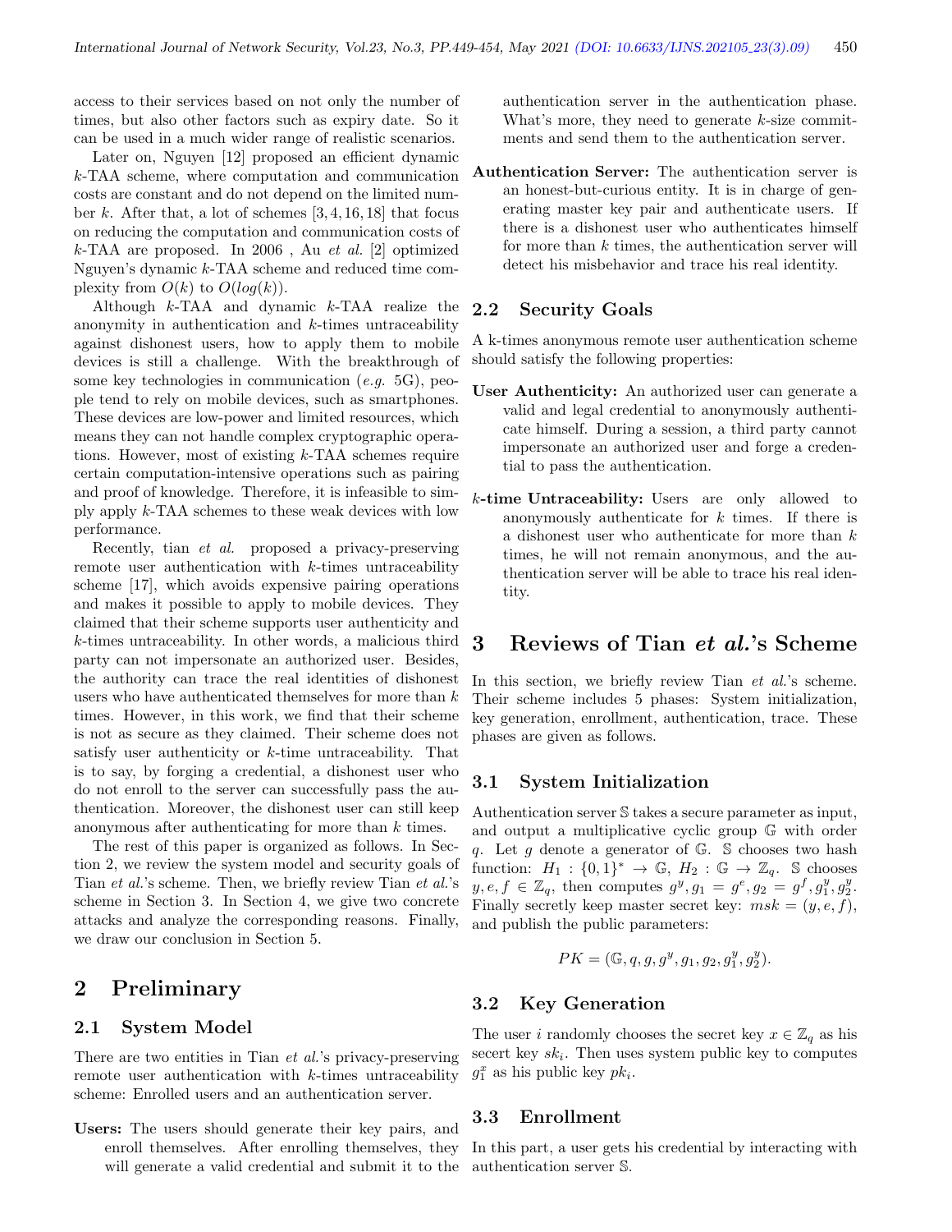access to their services based on not only the number of times, but also other factors such as expiry date. So it can be used in a much wider range of realistic scenarios.

Later on, Nguyen [12] proposed an efficient dynamic $k$-TAA scheme, where computation and communication costs are constant and do not depend on the limited number $k$. After that, a lot of schemes [3,4,16,18] that focus on reducing the computation and communication costs of $k$-TAA are proposed. In 2006 , Au *et al.* [2] optimized Nguyen's dynamic $k$-TAA scheme and reduced time complexity from $O(k)$ to $O(log(k))$.

Although $k$-TAA and dynamic $k$-TAA realize the anonymity in authentication and $k$-times untraceability against dishonest users, how to apply them to mobile devices is still a challenge. With the breakthrough of some key technologies in communication (*e.g.* 5G), people tend to rely on mobile devices, such as smartphones. These devices are low-power and limited resources, which means they can not handle complex cryptographic operations. However, most of existing $k$-TAA schemes require certain computation-intensive operations such as pairing and proof of knowledge. Therefore, it is infeasible to simply apply $k$-TAA schemes to these weak devices with low performance.

Recently, tian *et al.* proposed a privacy-preserving remote user authentication with $k$-times untraceability scheme [17], which avoids expensive pairing operations and makes it possible to apply to mobile devices. They claimed that their scheme supports user authenticity and $k$-times untraceability. In other words, a malicious third party can not impersonate an authorized user. Besides, the authority can trace the real identities of dishonest users who have authenticated themselves for more than $k$ times. However, in this work, we find that their scheme is not as secure as they claimed. Their scheme does not satisfy user authenticity or $k$-time untraceability. That is to say, by forging a credential, a dishonest user who do not enroll to the server can successfully pass the authentication. Moreover, the dishonest user can still keep anonymous after authenticating for more than $k$ times.

The rest of this paper is organized as follows. In Section 2, we review the system model and security goals of Tian *et al.*'s scheme. Then, we briefly review Tian *et al.*'s scheme in Section 3. In Section 4, we give two concrete attacks and analyze the corresponding reasons. Finally, we draw our conclusion in Section 5.

# 2 Preliminary

## 2.1 System Model

There are two entities in Tian *et al.*'s privacy-preserving remote user authentication with $k$-times untraceability scheme: Enrolled users and an authentication server.

**Users:** The users should generate their key pairs, and enroll themselves. After enrolling themselves, they will generate a valid credential and submit it to the authentication server in the authentication phase. What's more, they need to generate $k$-size commitments and send them to the authentication server.

**Authentication Server:** The authentication server is an honest-but-curious entity. It is in charge of generating master key pair and authenticate users. If there is a dishonest user who authenticates himself for more than $k$ times, the authentication server will detect his misbehavior and trace his real identity.

## 2.2 Security Goals

A k-times anonymous remote user authentication scheme should satisfy the following properties:

**User Authenticity:** An authorized user can generate a valid and legal credential to anonymously authenticate himself. During a session, a third party cannot impersonate an authorized user and forge a credential to pass the authentication.

**$k$-time Untraceability:** Users are only allowed to anonymously authenticate for $k$ times. If there is a dishonest user who authenticate for more than $k$ times, he will not remain anonymous, and the authentication server will be able to trace his real identity.

# 3 Reviews of Tian *et al.*'s Scheme

In this section, we briefly review Tian *et al.*'s scheme. Their scheme includes 5 phases: System initialization, key generation, enrollment, authentication, trace. These phases are given as follows.

## 3.1 System Initialization

Authentication server $\mathbb{S}$ takes a secure parameter as input, and output a multiplicative cyclic group $\mathbb{G}$ with order $q$. Let $g$ denote a generator of $\mathbb{G}$. $\mathbb{S}$ chooses two hash function: $H_1 : \{0,1\}^* \rightarrow \mathbb{G}$, $H_2 : \mathbb{G} \rightarrow \mathbb{Z}_q$. $\mathbb{S}$ chooses $y, e, f \in \mathbb{Z}_q$, then computes $g^y, g_1 = g^e, g_2 = g^f, g_1^y, g_2^y$. Finally secretly keep master secret key: $msk = (y, e, f)$, and publish the public parameters:

$$PK = (\mathbb{G}, q, g, g^y, g_1, g_2, g_1^y, g_2^y).$$

## 3.2 Key Generation

The user $i$ randomly chooses the secret key $x \in \mathbb{Z}_q$ as his secert key $sk_i$. Then uses system public key to computes $g_1^x$ as his public key $pk_i$.

## 3.3 Enrollment

In this part, a user gets his credential by interacting with authentication server $\mathbb{S}$.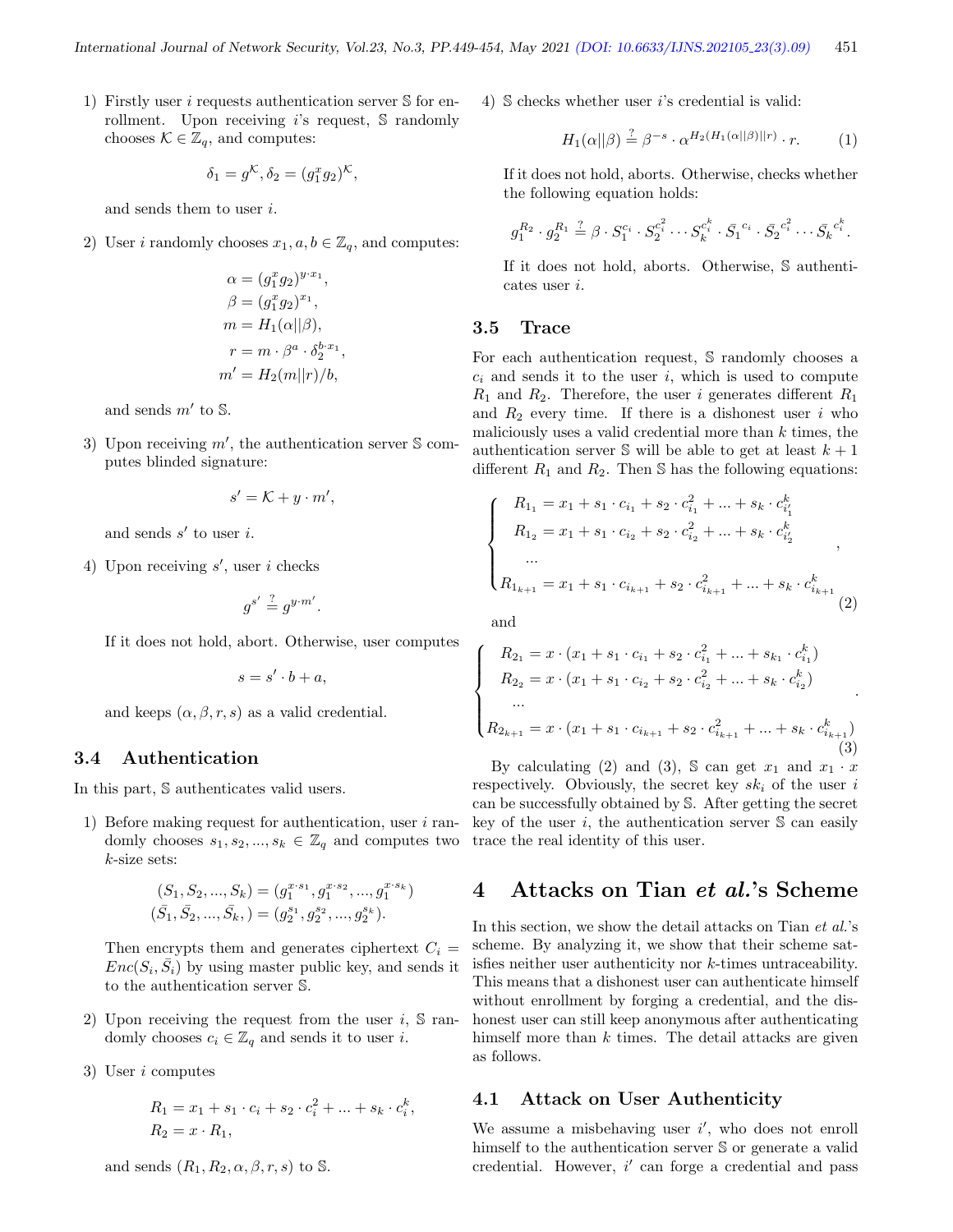1) Firstly user $i$ requests authentication server $\mathbb{S}$ for enrollment. Upon receiving $i$'s request, $\mathbb{S}$ randomly chooses $\mathcal{K} \in \mathbb{Z}_q$, and computes:

$$\delta_1 = g^{\mathcal{K}}, \delta_2 = (g_1^x g_2)^{\mathcal{K}},$$

and sends them to user $i$.

2) User $i$ randomly chooses $x_1, a, b \in \mathbb{Z}_q$, and computes:

$$\begin{aligned} \alpha &= (g_1^x g_2)^{y \cdot x_1}, \\ \beta &= (g_1^x g_2)^{x_1}, \\ m &= H_1(\alpha || \beta), \\ r &= m \cdot \beta^a \cdot \delta_2^{b \cdot x_1}, \\ m' &= H_2(m || r)/b, \end{aligned}$$

and sends $m'$ to $\mathbb{S}$.

3) Upon receiving $m'$, the authentication server $\mathbb{S}$ computes blinded signature:

$$s' = \mathcal{K} + y \cdot m',$$

and sends $s'$ to user $i$.

4) Upon receiving $s'$, user $i$ checks

$$g^{s'} \stackrel{?}{=} g^{y \cdot m'}.$$

If it does not hold, abort. Otherwise, user computes

$$s = s' \cdot b + a,$$

and keeps $(\alpha, \beta, r, s)$ as a valid credential.

### 3.4 Authentication

In this part, $\mathbb{S}$ authenticates valid users.

1) Before making request for authentication, user $i$ randomly chooses $s_1, s_2, ..., s_k \in \mathbb{Z}_q$ and computes two $k$-size sets:

$$\begin{aligned} (S_1, S_2, ..., S_k) &= (g_1^{x \cdot s_1}, g_1^{x \cdot s_2}, ..., g_1^{x \cdot s_k}) \\ (\bar{S_1}, \bar{S_2}, ..., \bar{S_k},) &= (g_2^{s_1}, g_2^{s_2}, ..., g_2^{s_k}). \end{aligned}$$

Then encrypts them and generates ciphertext $C_i = Enc(S_i, \bar{S_i})$ by using master public key, and sends it to the authentication server $\mathbb{S}$.

2) Upon receiving the request from the user $i$, $\mathbb{S}$ randomly chooses $c_i \in \mathbb{Z}_q$ and sends it to user $i$.

3) User $i$ computes

$$\begin{aligned} R_1 &= x_1 + s_1 \cdot c_i + s_2 \cdot c_i^2 + ... + s_k \cdot c_i^k, \\ R_2 &= x \cdot R_1, \end{aligned}$$

and sends $(R_1, R_2, \alpha, \beta, r, s)$ to $\mathbb{S}$.

4) $\mathbb{S}$ checks whether user $i$'s credential is valid:

$$H_1(\alpha || \beta) \stackrel{?}{=} \beta^{-s} \cdot \alpha^{H_2(H_1(\alpha||\beta)||r)} \cdot r. \tag{1}$$

If it does not hold, aborts. Otherwise, checks whether the following equation holds:

$$g_1^{R_2} \cdot g_2^{R_1} \stackrel{?}{=} \beta \cdot S_1^{c_i} \cdot S_2^{c_i^2} \cdots S_k^{c_i^k} \cdot \bar{S_1}^{c_i} \cdot \bar{S_2}^{c_i^2} \cdots \bar{S_k}^{c_i^k}.$$

If it does not hold, aborts. Otherwise, $\mathbb{S}$ authenticates user $i$.

### 3.5 Trace

For each authentication request, $\mathbb{S}$ randomly chooses a $c_i$ and sends it to the user $i$, which is used to compute $R_1$ and $R_2$. Therefore, the user $i$ generates different $R_1$ and $R_2$ every time. If there is a dishonest user $i$ who maliciously uses a valid credential more than $k$ times, the authentication server $\mathbb{S}$ will be able to get at least $k+1$ different $R_1$ and $R_2$. Then $\mathbb{S}$ has the following equations:

$$\begin{cases} R_{1_1} = x_1 + s_1 \cdot c_{i_1} + s_2 \cdot c_{i_1}^2 + ... + s_k \cdot c_{i'_1}^k \\ R_{1_2} = x_1 + s_1 \cdot c_{i_2} + s_2 \cdot c_{i_2}^2 + ... + s_k \cdot c_{i'_2}^k \\ \quad ... \\ R_{1_{k+1}} = x_1 + s_1 \cdot c_{i_{k+1}} + s_2 \cdot c_{i_{k+1}}^2 + ... + s_k \cdot c_{i_{k+1}}^k \end{cases}, \tag{2}$$

and

$$\begin{cases} R_{2_1} = x \cdot (x_1 + s_1 \cdot c_{i_1} + s_2 \cdot c_{i_1}^2 + ... + s_{k_1} \cdot c_{i_1}^k) \\ R_{2_2} = x \cdot (x_1 + s_1 \cdot c_{i_2} + s_2 \cdot c_{i_2}^2 + ... + s_k \cdot c_{i_2}^k) \\ \quad ... \\ R_{2_{k+1}} = x \cdot (x_1 + s_1 \cdot c_{i_{k+1}} + s_2 \cdot c_{i_{k+1}}^2 + ... + s_k \cdot c_{i_{k+1}}^k) \end{cases}. \tag{3}$$

By calculating (2) and (3), $\mathbb{S}$ can get $x_1$ and $x_1 \cdot x$ respectively. Obviously, the secret key $sk_i$ of the user $i$ can be successfully obtained by $\mathbb{S}$. After getting the secret key of the user $i$, the authentication server $\mathbb{S}$ can easily trace the real identity of this user.

## 4 Attacks on Tian *et al.*'s Scheme

In this section, we show the detail attacks on Tian *et al.*'s scheme. By analyzing it, we show that their scheme satisfies neither user authenticity nor $k$-times untraceability. This means that a dishonest user can authenticate himself without enrollment by forging a credential, and the dishonest user can still keep anonymous after authenticating himself more than $k$ times. The detail attacks are given as follows.

### 4.1 Attack on User Authenticity

We assume a misbehaving user $i'$, who does not enroll himself to the authentication server $\mathbb{S}$ or generate a valid credential. However, $i'$ can forge a credential and pass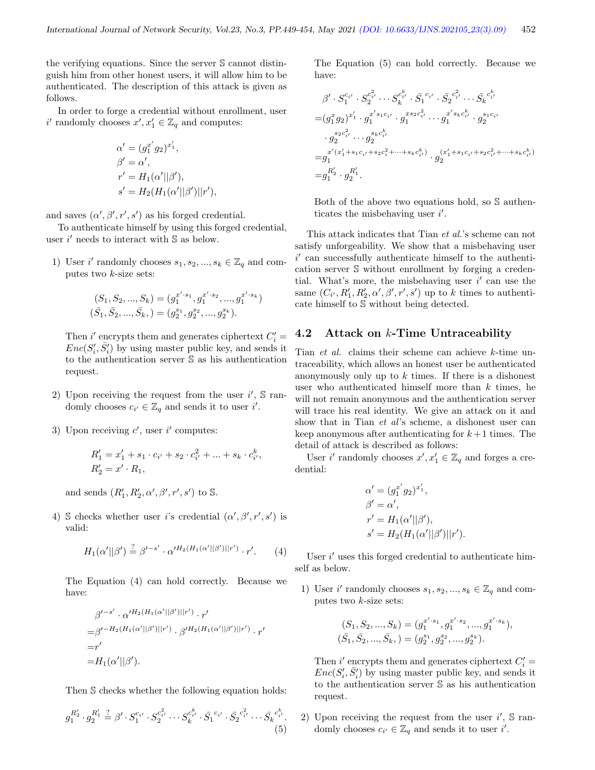the verifying equations. Since the server $\mathbb{S}$ cannot distinguish him from other honest users, it will allow him to be authenticated. The description of this attack is given as follows.

In order to forge a credential without enrollment, user $i'$ randomly chooses $x', x_1' \in \mathbb{Z}_q$ and computes:

$$
\begin{aligned}
\alpha' &= (g_1^{x'} g_2)^{x_1'}, \\
\beta' &= \alpha', \\
r' &= H_1(\alpha' || \beta'), \\
s' &= H_2(H_1(\alpha' || \beta') || r'),
\end{aligned}
$$

and saves $(\alpha', \beta', r', s')$ as his forged credential.

To authenticate himself by using this forged credential, user $i'$ needs to interact with $\mathbb{S}$ as below.

1) User $i'$ randomly chooses $s_1, s_2, ..., s_k \in \mathbb{Z}_q$ and computes two $k$-size sets:

$$
\begin{aligned}
(S_1, S_2, ..., S_k) &= (g_1^{x' \cdot s_1}, g_1^{x' \cdot s_2}, ..., g_1^{x' \cdot s_k}) \\
(\bar{S}_1, \bar{S}_2, ..., \bar{S}_k,) &= (g_2^{s_1}, g_2^{s_2}, ..., g_2^{s_k}).
\end{aligned}
$$

Then $i'$ encrypts them and generates ciphertext $C_i' = Enc(S_i', \bar{S}_i')$ by using master public key, and sends it to the authentication server $\mathbb{S}$ as his authentication request.

2) Upon receiving the request from the user $i'$, $\mathbb{S}$ randomly chooses $c_{i'} \in \mathbb{Z}_q$ and sends it to user $i'$.

3) Upon receiving $c'$, user $i'$ computes:

$$
\begin{aligned}
R_1' &= x_1' + s_1 \cdot c_{i'} + s_2 \cdot c_{i'}^2 + ... + s_k \cdot c_{i'}^k, \\
R_2' &= x' \cdot R_1,
\end{aligned}
$$

and sends $(R_1', R_2', \alpha', \beta', r', s')$ to $\mathbb{S}$.

4) $\mathbb{S}$ checks whether user $i$'s credential $(\alpha', \beta', r', s')$ is valid:

$$
H_1(\alpha' || \beta') \stackrel{?}{=} \beta'^{-s'} \cdot \alpha'^{H_2(H_1(\alpha' || \beta') || r')} \cdot r'. \tag{4}
$$

The Equation (4) can hold correctly. Because we have:

$$
\begin{aligned}
& \beta'^{-s'} \cdot \alpha'^{H_2(H_1(\alpha'||\beta')||r')} \cdot r' \\
=& \beta'^{-H_2(H_1(\alpha'||\beta')||r')} \cdot \beta'^{H_2(H_1(\alpha'||\beta')||r')} \cdot r' \\
=& r' \\
=& H_1(\alpha' || \beta').
\end{aligned}
$$

Then $\mathbb{S}$ checks whether the following equation holds:

$$
g_1^{R_2'} \cdot g_2^{R_1'} \stackrel{?}{=} \beta' \cdot S_1^{c_{i'}} \cdot S_2^{c_{i'}^2} \cdots S_k^{c_{i'}^k} \cdot \bar{S}_1^{\ c_{i'}} \cdot \bar{S}_2^{\ c_{i'}^2} \cdots \bar{S}_k^{\ c_{i'}^k}. \tag{5}
$$

The Equation (5) can hold correctly. Because we have:

$$
\begin{aligned}
& \beta' \cdot S_1^{c_{i'}} \cdot S_2^{c_{i'}^2} \cdots S_k^{c_{i'}^k} \cdot \bar{S}_1^{\ c_{i'}} \cdot \bar{S}_2^{\ c_{i'}^2} \cdots \bar{S}_k^{\ c_{i'}^k} \\
=& (g_1^x g_2)^{x_1'} \cdot g_1^{x' s_1 c_{i'}} \cdot g_1^{x s_2 c_{i'}^2} \cdots g_1^{x' s_k c_{i'}^k} \cdot g_2^{s_1 c_{i'}} \\
& \cdot g_2^{s_2 c_{i'}^2} \cdots g_2^{s_k c_{i'}^k} \\
=& g_1^{x'(x_1' + s_1 c_{i'} + s_2 c_i^2 + \cdots + s_k c_{i'}^k)} \cdot g_2^{(x_1' + s_1 c_{i'} + s_2 c_{i'}^2 + \cdots + s_k c_{i'}^k)} \\
=& g_1^{R_2'} \cdot g_2^{R_1'}.
\end{aligned}
$$

Both of the above two equations hold, so $\mathbb{S}$ authenticates the misbehaving user $i'$.

This attack indicates that Tian *et al.*'s scheme can not satisfy unforgeability. We show that a misbehaving user $i'$ can successfully authenticate himself to the authentication server $\mathbb{S}$ without enrollment by forging a credential. What's more, the misbehaving user $i'$ can use the same $(C_{i'}, R_1', R_2', \alpha', \beta', r', s')$ up to $k$ times to authenticate himself to $\mathbb{S}$ without being detected.

## 4.2 Attack on $k$-Time Untraceability

Tian *et al.* claims their scheme can achieve $k$-time untraceability, which allows an honest user be authenticated anonymously only up to $k$ times. If there is a dishonest user who authenticated himself more than $k$ times, he will not remain anonymous and the authentication server will trace his real identity. We give an attack on it and show that in Tian *et al*'s scheme, a dishonest user can keep anonymous after authenticating for $k+1$ times. The detail of attack is described as follows:

User $i'$ randomly chooses $x', x_1' \in \mathbb{Z}_q$ and forges a credential:

$$
\begin{aligned}
\alpha' &= (g_1^{x'} g_2)^{x_1'}, \\
\beta' &= \alpha', \\
r' &= H_1(\alpha' || \beta'), \\
s' &= H_2(H_1(\alpha' || \beta') || r').
\end{aligned}
$$

User $i'$ uses this forged credential to authenticate himself as below.

1) User $i'$ randomly chooses $s_1, s_2, ..., s_k \in \mathbb{Z}_q$ and computes two $k$-size sets:

$$
\begin{aligned}
(S_1, S_2, ..., S_k) &= (g_1^{x' \cdot s_1}, g_1^{x' \cdot s_2}, ..., g_1^{x' \cdot s_k}), \\
(\bar{S}_1, \bar{S}_2, ..., \bar{S}_k,) &= (g_2^{s_1}, g_2^{s_2}, ..., g_2^{s_k}).
\end{aligned}
$$

Then $i'$ encrypts them and generates ciphertext $C_i' = Enc(S_i', \bar{S}_i')$ by using master public key, and sends it to the authentication server $\mathbb{S}$ as his authentication request.

2) Upon receiving the request from the user $i'$, $\mathbb{S}$ randomly chooses $c_{i'} \in \mathbb{Z}_q$ and sends it to user $i'$.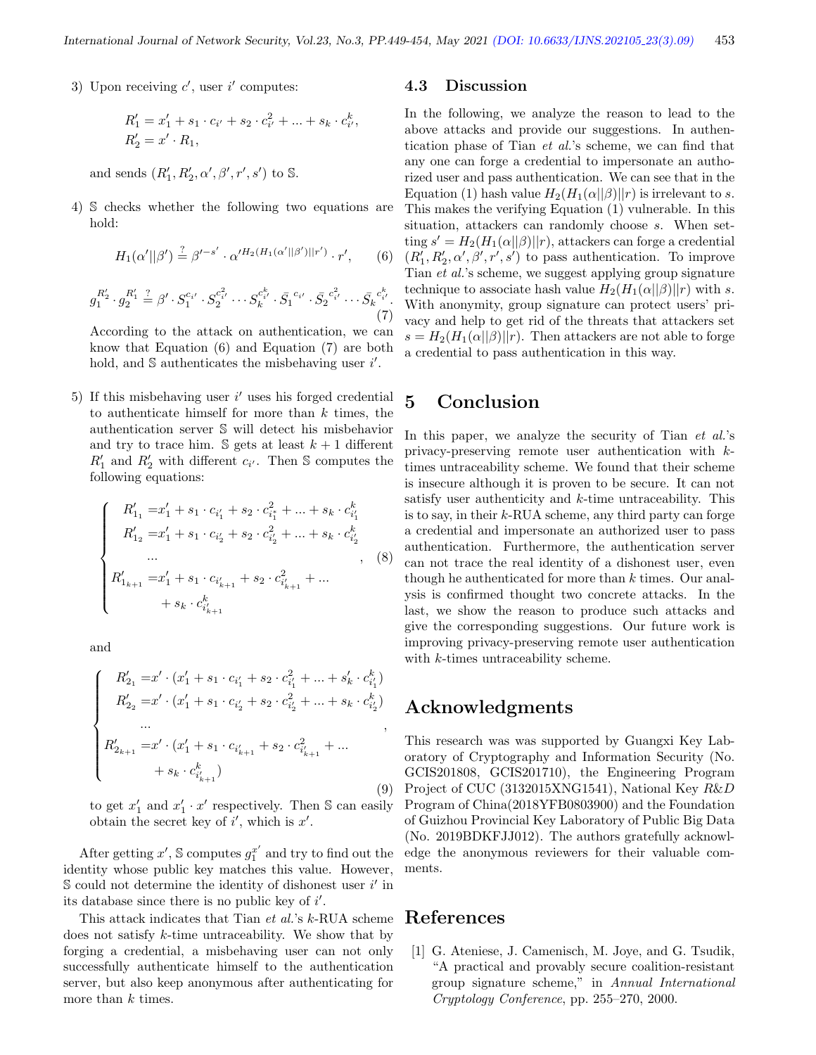3) Upon receiving $c'$, user $i'$ computes:

$$R'_1 = x'_1 + s_1 \cdot c_{i'} + s_2 \cdot c_{i'}^2 + ... + s_k \cdot c_{i'}^k,$$
$$R'_2 = x' \cdot R_1,$$

and sends $(R'_1, R'_2, \alpha', \beta', r', s')$ to $\mathbb{S}$.

4) $\mathbb{S}$ checks whether the following two equations are hold:

$$H_1(\alpha'||\beta') \stackrel{?}{=} \beta'^{-s'} \cdot \alpha'^{H_2(H_1(\alpha'||\beta')||r')} \cdot r', \quad (6)$$

$$g_1^{R'_2} \cdot g_2^{R'_1} \stackrel{?}{=} \beta' \cdot S_1^{c_{i'}} \cdot S_2^{c_{i'}^2} \cdots S_k^{c_{i'}^k} \cdot \bar{S}_1^{\ c_{i'}} \cdot \bar{S}_2^{\ c_{i'}^2} \cdots \bar{S}_k^{\ c_{i'}^k}. \quad (7)$$

According to the attack on authentication, we can know that Equation (6) and Equation (7) are both hold, and $\mathbb{S}$ authenticates the misbehaving user $i'$.

5) If this misbehaving user $i'$ uses his forged credential to authenticate himself for more than $k$ times, the authentication server $\mathbb{S}$ will detect his misbehavior and try to trace him. $\mathbb{S}$ gets at least $k+1$ different $R'_1$ and $R'_2$ with different $c_{i'}$. Then $\mathbb{S}$ computes the following equations:

$$\begin{cases} R'_{1_1} = x'_1 + s_1 \cdot c_{i'_1} + s_2 \cdot c_{i_1^*}^2 + ... + s_k \cdot c_{i'_1}^k \\ R'_{1_2} = x'_1 + s_1 \cdot c_{i'_2} + s_2 \cdot c_{i'_2}^2 + ... + s_k \cdot c_{i'_2}^k \\ \quad ... \\ R'_{1_{k+1}} = x'_1 + s_1 \cdot c_{i'_{k+1}} + s_2 \cdot c_{i'_{k+1}}^2 + ... \\ \quad\quad + s_k \cdot c_{i'_{k+1}}^k \end{cases}, \quad (8)$$

and

$$\begin{cases} R'_{2_1} = x' \cdot (x'_1 + s_1 \cdot c_{i'_1} + s_2 \cdot c_{i'_1}^2 + ... + s'_k \cdot c_{i'_1}^k) \\ R'_{2_2} = x' \cdot (x'_1 + s_1 \cdot c_{i'_2} + s_2 \cdot c_{i'_2}^2 + ... + s_k \cdot c_{i'_2}^k) \\ \quad ... \\ R'_{2_{k+1}} = x' \cdot (x'_1 + s_1 \cdot c_{i'_{k+1}} + s_2 \cdot c_{i'_{k+1}}^2 + ... \\ \quad\quad + s_k \cdot c_{i'_{k+1}}^k) \end{cases}, \quad (9)$$

to get $x'_1$ and $x'_1 \cdot x'$ respectively. Then $\mathbb{S}$ can easily obtain the secret key of $i'$, which is $x'$.

After getting $x'$, $\mathbb{S}$ computes $g_1^{x'}$ and try to find out the identity whose public key matches this value. However, $\mathbb{S}$ could not determine the identity of dishonest user $i'$ in its database since there is no public key of $i'$.

This attack indicates that Tian *et al.*'s $k$-RUA scheme does not satisfy $k$-time untraceability. We show that by forging a credential, a misbehaving user can not only successfully authenticate himself to the authentication server, but also keep anonymous after authenticating for more than $k$ times.

### 4.3 Discussion

In the following, we analyze the reason to lead to the above attacks and provide our suggestions. In authentication phase of Tian *et al.*'s scheme, we can find that any one can forge a credential to impersonate an authorized user and pass authentication. We can see that in the Equation (1) hash value $H_2(H_1(\alpha||\beta)||r)$ is irrelevant to $s$. This makes the verifying Equation (1) vulnerable. In this situation, attackers can randomly choose $s$. When setting $s' = H_2(H_1(\alpha||\beta)||r)$, attackers can forge a credential $(R'_1, R'_2, \alpha', \beta', r', s')$ to pass authentication. To improve Tian *et al.*'s scheme, we suggest applying group signature technique to associate hash value $H_2(H_1(\alpha||\beta)||r)$ with $s$. With anonymity, group signature can protect users' privacy and help to get rid of the threats that attackers set $s = H_2(H_1(\alpha||\beta)||r)$. Then attackers are not able to forge a credential to pass authentication in this way.

## 5 Conclusion

In this paper, we analyze the security of Tian *et al.*'s privacy-preserving remote user authentication with $k$-times untraceability scheme. We found that their scheme is insecure although it is proven to be secure. It can not satisfy user authenticity and $k$-time untraceability. This is to say, in their $k$-RUA scheme, any third party can forge a credential and impersonate an authorized user to pass authentication. Furthermore, the authentication server can not trace the real identity of a dishonest user, even though he authenticated for more than $k$ times. Our analysis is confirmed thought two concrete attacks. In the last, we show the reason to produce such attacks and give the corresponding suggestions. Our future work is improving privacy-preserving remote user authentication with $k$-times untraceability scheme.

## Acknowledgments

This research was was supported by Guangxi Key Laboratory of Cryptography and Information Security (No. GCIS201808, GCIS201710), the Engineering Program Project of CUC (3132015XNG1541), National Key *R&D* Program of China(2018YFB0803900) and the Foundation of Guizhou Provincial Key Laboratory of Public Big Data (No. 2019BDKFJJ012). The authors gratefully acknowledge the anonymous reviewers for their valuable comments.

## References

[1] G. Ateniese, J. Camenisch, M. Joye, and G. Tsudik, "A practical and provably secure coalition-resistant group signature scheme," in *Annual International Cryptology Conference*, pp. 255–270, 2000.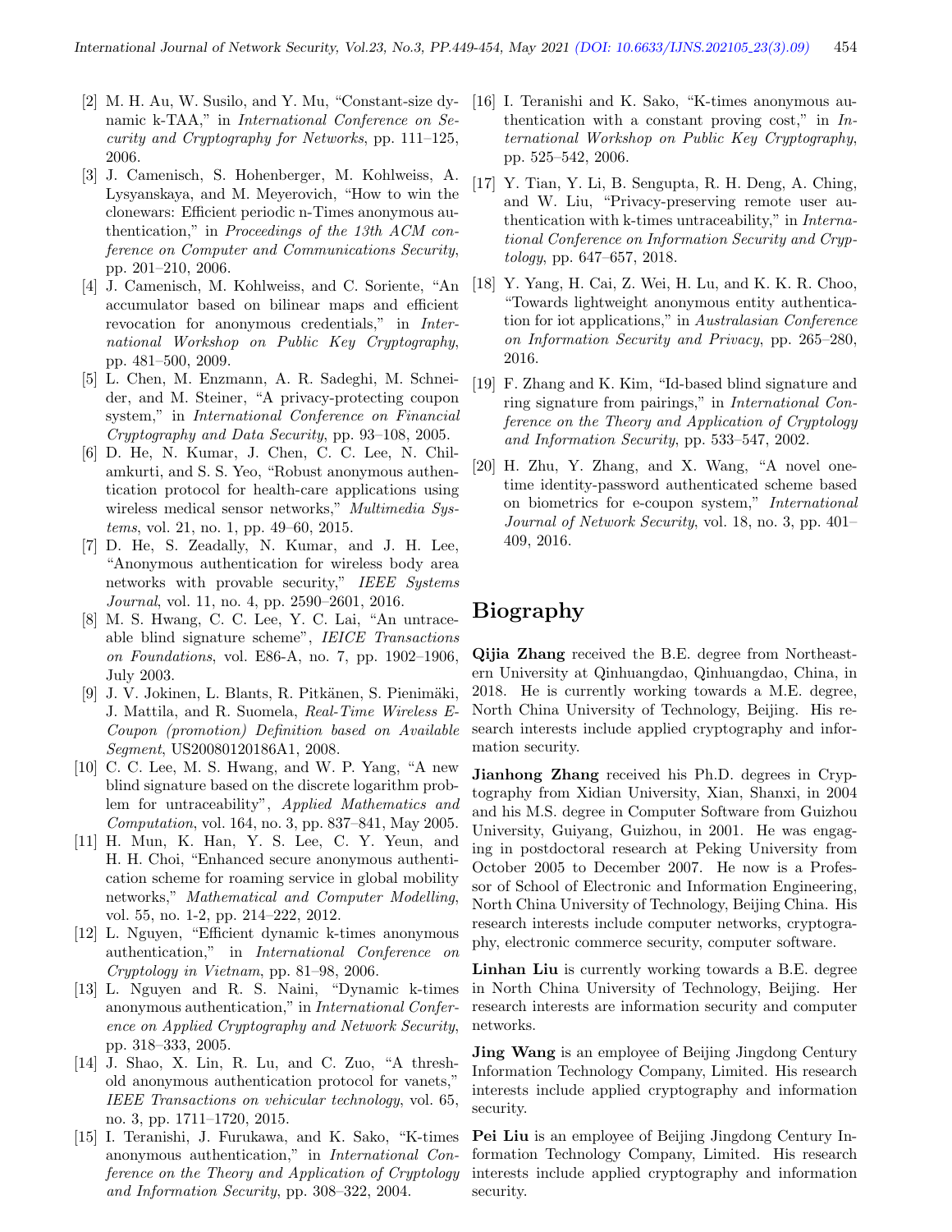[2] M. H. Au, W. Susilo, and Y. Mu, "Constant-size dynamic k-TAA," in *International Conference on Security and Cryptography for Networks*, pp. 111–125, 2006.

[3] J. Camenisch, S. Hohenberger, M. Kohlweiss, A. Lysyanskaya, and M. Meyerovich, "How to win the clonewars: Efficient periodic n-Times anonymous authentication," in *Proceedings of the 13th ACM conference on Computer and Communications Security*, pp. 201–210, 2006.

[4] J. Camenisch, M. Kohlweiss, and C. Soriente, "An accumulator based on bilinear maps and efficient revocation for anonymous credentials," in *International Workshop on Public Key Cryptography*, pp. 481–500, 2009.

[5] L. Chen, M. Enzmann, A. R. Sadeghi, M. Schneider, and M. Steiner, "A privacy-protecting coupon system," in *International Conference on Financial Cryptography and Data Security*, pp. 93–108, 2005.

[6] D. He, N. Kumar, J. Chen, C. C. Lee, N. Chilamkurti, and S. S. Yeo, "Robust anonymous authentication protocol for health-care applications using wireless medical sensor networks," *Multimedia Systems*, vol. 21, no. 1, pp. 49–60, 2015.

[7] D. He, S. Zeadally, N. Kumar, and J. H. Lee, "Anonymous authentication for wireless body area networks with provable security," *IEEE Systems Journal*, vol. 11, no. 4, pp. 2590–2601, 2016.

[8] M. S. Hwang, C. C. Lee, Y. C. Lai, "An untraceable blind signature scheme", *IEICE Transactions on Foundations*, vol. E86-A, no. 7, pp. 1902–1906, July 2003.

[9] J. V. Jokinen, L. Blants, R. Pitkänen, S. Pienimäki, J. Mattila, and R. Suomela, *Real-Time Wireless E-Coupon (promotion) Definition based on Available Segment*, US20080120186A1, 2008.

[10] C. C. Lee, M. S. Hwang, and W. P. Yang, "A new blind signature based on the discrete logarithm problem for untraceability", *Applied Mathematics and Computation*, vol. 164, no. 3, pp. 837–841, May 2005.

[11] H. Mun, K. Han, Y. S. Lee, C. Y. Yeun, and H. H. Choi, "Enhanced secure anonymous authentication scheme for roaming service in global mobility networks," *Mathematical and Computer Modelling*, vol. 55, no. 1-2, pp. 214–222, 2012.

[12] L. Nguyen, "Efficient dynamic k-times anonymous authentication," in *International Conference on Cryptology in Vietnam*, pp. 81–98, 2006.

[13] L. Nguyen and R. S. Naini, "Dynamic k-times anonymous authentication," in *International Conference on Applied Cryptography and Network Security*, pp. 318–333, 2005.

[14] J. Shao, X. Lin, R. Lu, and C. Zuo, "A threshold anonymous authentication protocol for vanets," *IEEE Transactions on vehicular technology*, vol. 65, no. 3, pp. 1711–1720, 2015.

[15] I. Teranishi, J. Furukawa, and K. Sako, "K-times anonymous authentication," in *International Conference on the Theory and Application of Cryptology and Information Security*, pp. 308–322, 2004.

[16] I. Teranishi and K. Sako, "K-times anonymous authentication with a constant proving cost," in *International Workshop on Public Key Cryptography*, pp. 525–542, 2006.

[17] Y. Tian, Y. Li, B. Sengupta, R. H. Deng, A. Ching, and W. Liu, "Privacy-preserving remote user authentication with k-times untraceability," in *International Conference on Information Security and Cryptology*, pp. 647–657, 2018.

[18] Y. Yang, H. Cai, Z. Wei, H. Lu, and K. K. R. Choo, "Towards lightweight anonymous entity authentication for iot applications," in *Australasian Conference on Information Security and Privacy*, pp. 265–280, 2016.

[19] F. Zhang and K. Kim, "Id-based blind signature and ring signature from pairings," in *International Conference on the Theory and Application of Cryptology and Information Security*, pp. 533–547, 2002.

[20] H. Zhu, Y. Zhang, and X. Wang, "A novel one-time identity-password authenticated scheme based on biometrics for e-coupon system," *International Journal of Network Security*, vol. 18, no. 3, pp. 401–409, 2016.

# Biography

**Qijia Zhang** received the B.E. degree from Northeastern University at Qinhuangdao, Qinhuangdao, China, in 2018. He is currently working towards a M.E. degree, North China University of Technology, Beijing. His research interests include applied cryptography and information security.

**Jianhong Zhang** received his Ph.D. degrees in Cryptography from Xidian University, Xian, Shanxi, in 2004 and his M.S. degree in Computer Software from Guizhou University, Guiyang, Guizhou, in 2001. He was engaging in postdoctoral research at Peking University from October 2005 to December 2007. He now is a Professor of School of Electronic and Information Engineering, North China University of Technology, Beijing China. His research interests include computer networks, cryptography, electronic commerce security, computer software.

**Linhan Liu** is currently working towards a B.E. degree in North China University of Technology, Beijing. Her research interests are information security and computer networks.

**Jing Wang** is an employee of Beijing Jingdong Century Information Technology Company, Limited. His research interests include applied cryptography and information security.

**Pei Liu** is an employee of Beijing Jingdong Century Information Technology Company, Limited. His research interests include applied cryptography and information security.